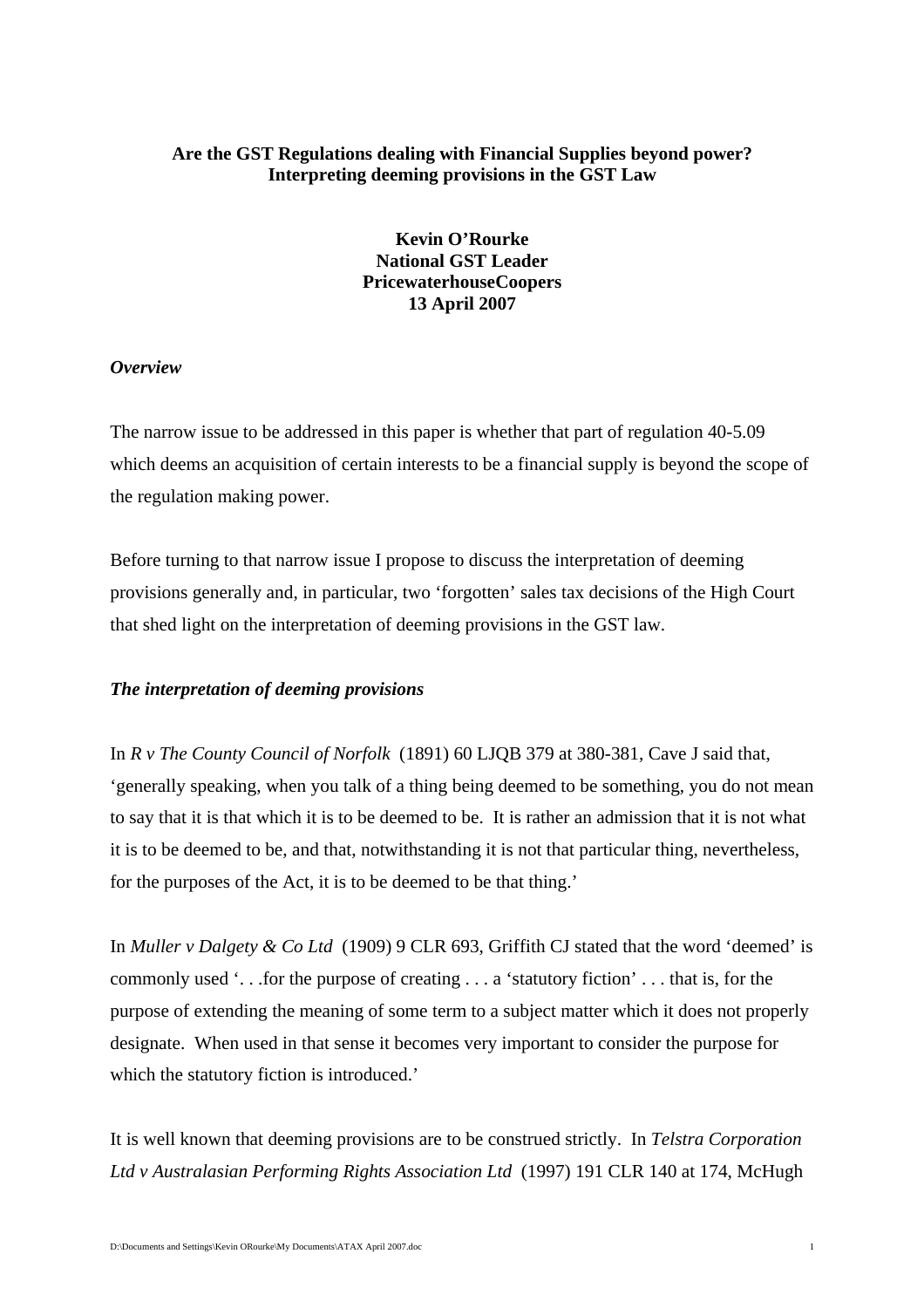**Are the GST Regulations dealing with Financial Supplies beyond power?**
**Interpreting deeming provisions in the GST Law**

**Kevin O'Rourke**
**National GST Leader**
**PricewaterhouseCoopers**
**13 April 2007**

***Overview***

The narrow issue to be addressed in this paper is whether that part of regulation 40-5.09 which deems an acquisition of certain interests to be a financial supply is beyond the scope of the regulation making power.

Before turning to that narrow issue I propose to discuss the interpretation of deeming provisions generally and, in particular, two 'forgotten' sales tax decisions of the High Court that shed light on the interpretation of deeming provisions in the GST law.

***The interpretation of deeming provisions***

In *R v The County Council of Norfolk* (1891) 60 LJQB 379 at 380-381, Cave J said that, 'generally speaking, when you talk of a thing being deemed to be something, you do not mean to say that it is that which it is to be deemed to be. It is rather an admission that it is not what it is to be deemed to be, and that, notwithstanding it is not that particular thing, nevertheless, for the purposes of the Act, it is to be deemed to be that thing.'

In *Muller v Dalgety & Co Ltd* (1909) 9 CLR 693, Griffith CJ stated that the word 'deemed' is commonly used '. . .for the purpose of creating . . . a 'statutory fiction' . . . that is, for the purpose of extending the meaning of some term to a subject matter which it does not properly designate. When used in that sense it becomes very important to consider the purpose for which the statutory fiction is introduced.'

It is well known that deeming provisions are to be construed strictly. In *Telstra Corporation Ltd v Australasian Performing Rights Association Ltd* (1997) 191 CLR 140 at 174, McHugh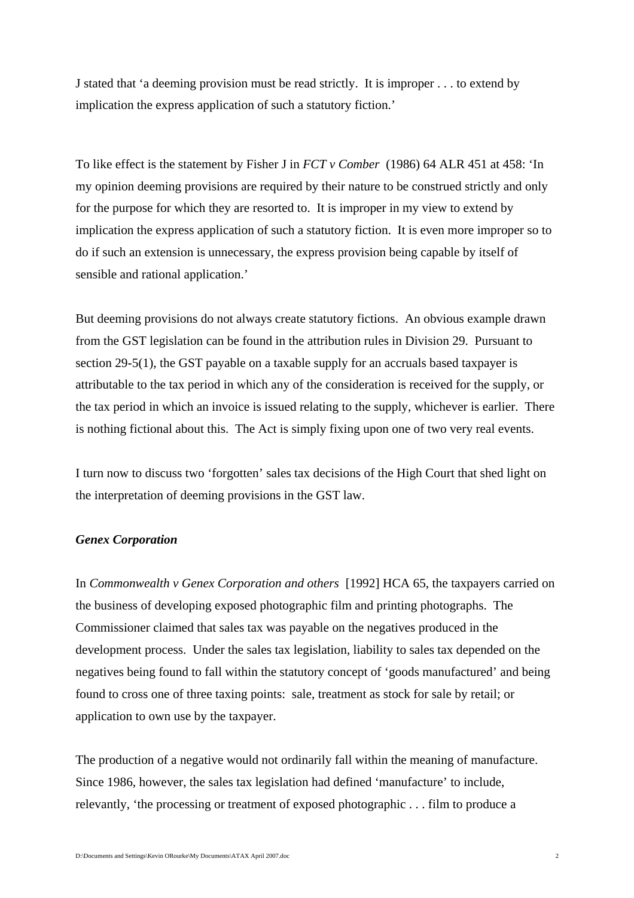J stated that 'a deeming provision must be read strictly. It is improper . . . to extend by implication the express application of such a statutory fiction.'

To like effect is the statement by Fisher J in *FCT v Comber* (1986) 64 ALR 451 at 458: 'In my opinion deeming provisions are required by their nature to be construed strictly and only for the purpose for which they are resorted to. It is improper in my view to extend by implication the express application of such a statutory fiction. It is even more improper so to do if such an extension is unnecessary, the express provision being capable by itself of sensible and rational application.'

But deeming provisions do not always create statutory fictions. An obvious example drawn from the GST legislation can be found in the attribution rules in Division 29. Pursuant to section 29-5(1), the GST payable on a taxable supply for an accruals based taxpayer is attributable to the tax period in which any of the consideration is received for the supply, or the tax period in which an invoice is issued relating to the supply, whichever is earlier. There is nothing fictional about this. The Act is simply fixing upon one of two very real events.

I turn now to discuss two 'forgotten' sales tax decisions of the High Court that shed light on the interpretation of deeming provisions in the GST law.

### *Genex Corporation*

In *Commonwealth v Genex Corporation and others* [1992] HCA 65, the taxpayers carried on the business of developing exposed photographic film and printing photographs. The Commissioner claimed that sales tax was payable on the negatives produced in the development process. Under the sales tax legislation, liability to sales tax depended on the negatives being found to fall within the statutory concept of 'goods manufactured' and being found to cross one of three taxing points: sale, treatment as stock for sale by retail; or application to own use by the taxpayer.

The production of a negative would not ordinarily fall within the meaning of manufacture. Since 1986, however, the sales tax legislation had defined 'manufacture' to include, relevantly, 'the processing or treatment of exposed photographic . . . film to produce a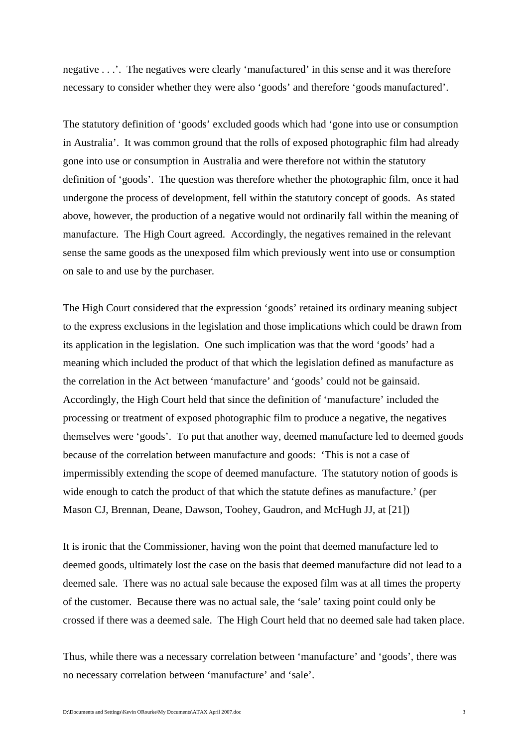negative . . .'. The negatives were clearly 'manufactured' in this sense and it was therefore necessary to consider whether they were also 'goods' and therefore 'goods manufactured'.

The statutory definition of 'goods' excluded goods which had 'gone into use or consumption in Australia'. It was common ground that the rolls of exposed photographic film had already gone into use or consumption in Australia and were therefore not within the statutory definition of 'goods'. The question was therefore whether the photographic film, once it had undergone the process of development, fell within the statutory concept of goods. As stated above, however, the production of a negative would not ordinarily fall within the meaning of manufacture. The High Court agreed. Accordingly, the negatives remained in the relevant sense the same goods as the unexposed film which previously went into use or consumption on sale to and use by the purchaser.

The High Court considered that the expression 'goods' retained its ordinary meaning subject to the express exclusions in the legislation and those implications which could be drawn from its application in the legislation. One such implication was that the word 'goods' had a meaning which included the product of that which the legislation defined as manufacture as the correlation in the Act between 'manufacture' and 'goods' could not be gainsaid. Accordingly, the High Court held that since the definition of 'manufacture' included the processing or treatment of exposed photographic film to produce a negative, the negatives themselves were 'goods'. To put that another way, deemed manufacture led to deemed goods because of the correlation between manufacture and goods: 'This is not a case of impermissibly extending the scope of deemed manufacture. The statutory notion of goods is wide enough to catch the product of that which the statute defines as manufacture.' (per Mason CJ, Brennan, Deane, Dawson, Toohey, Gaudron, and McHugh JJ, at [21])

It is ironic that the Commissioner, having won the point that deemed manufacture led to deemed goods, ultimately lost the case on the basis that deemed manufacture did not lead to a deemed sale. There was no actual sale because the exposed film was at all times the property of the customer. Because there was no actual sale, the 'sale' taxing point could only be crossed if there was a deemed sale. The High Court held that no deemed sale had taken place.

Thus, while there was a necessary correlation between 'manufacture' and 'goods', there was no necessary correlation between 'manufacture' and 'sale'.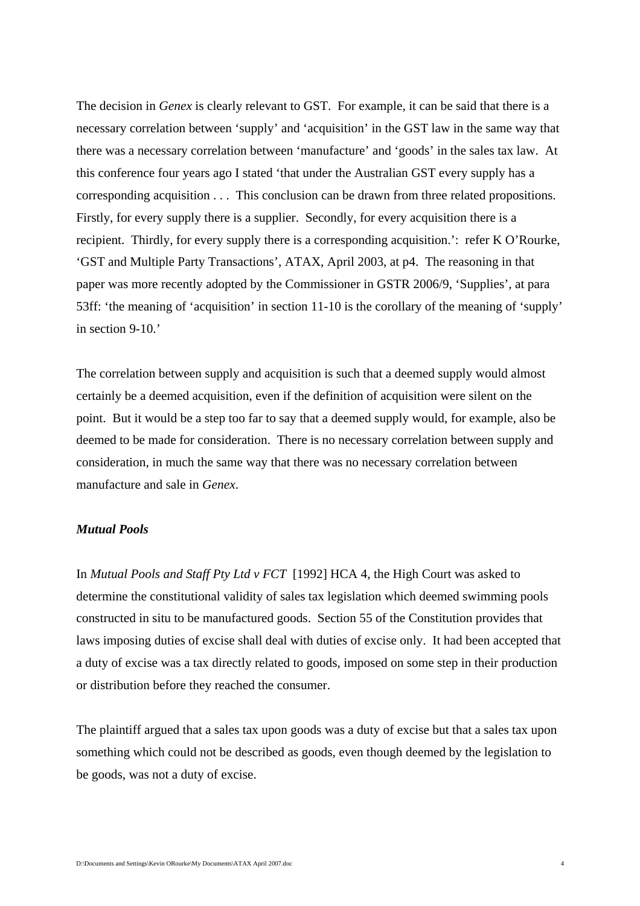The decision in *Genex* is clearly relevant to GST. For example, it can be said that there is a necessary correlation between 'supply' and 'acquisition' in the GST law in the same way that there was a necessary correlation between 'manufacture' and 'goods' in the sales tax law. At this conference four years ago I stated 'that under the Australian GST every supply has a corresponding acquisition . . . This conclusion can be drawn from three related propositions. Firstly, for every supply there is a supplier. Secondly, for every acquisition there is a recipient. Thirdly, for every supply there is a corresponding acquisition.': refer K O'Rourke, 'GST and Multiple Party Transactions', ATAX, April 2003, at p4. The reasoning in that paper was more recently adopted by the Commissioner in GSTR 2006/9, 'Supplies', at para 53ff: 'the meaning of 'acquisition' in section 11-10 is the corollary of the meaning of 'supply' in section 9-10.'

The correlation between supply and acquisition is such that a deemed supply would almost certainly be a deemed acquisition, even if the definition of acquisition were silent on the point. But it would be a step too far to say that a deemed supply would, for example, also be deemed to be made for consideration. There is no necessary correlation between supply and consideration, in much the same way that there was no necessary correlation between manufacture and sale in *Genex*.

### *Mutual Pools*

In *Mutual Pools and Staff Pty Ltd v FCT* [1992] HCA 4, the High Court was asked to determine the constitutional validity of sales tax legislation which deemed swimming pools constructed in situ to be manufactured goods. Section 55 of the Constitution provides that laws imposing duties of excise shall deal with duties of excise only. It had been accepted that a duty of excise was a tax directly related to goods, imposed on some step in their production or distribution before they reached the consumer.

The plaintiff argued that a sales tax upon goods was a duty of excise but that a sales tax upon something which could not be described as goods, even though deemed by the legislation to be goods, was not a duty of excise.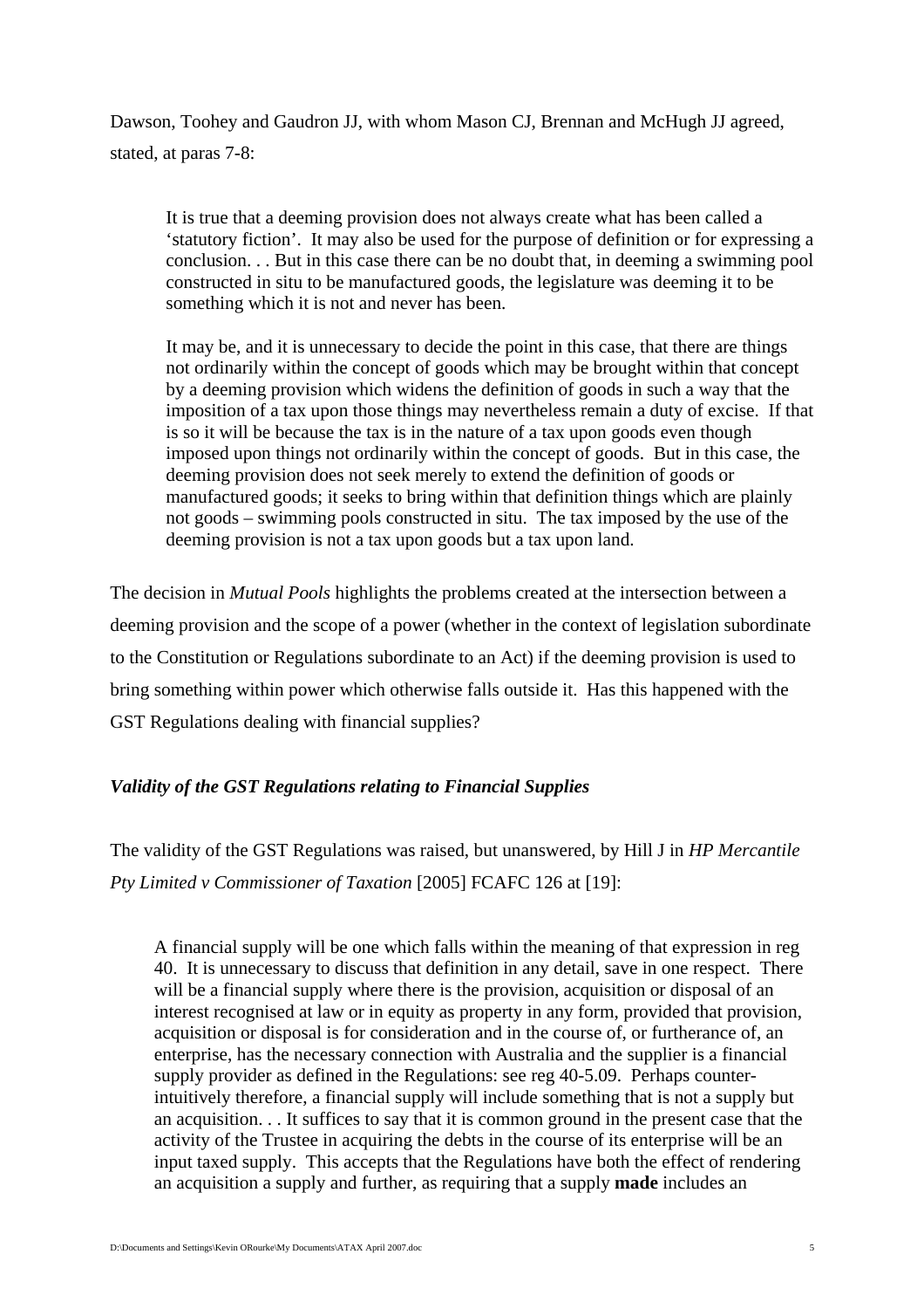Dawson, Toohey and Gaudron JJ, with whom Mason CJ, Brennan and McHugh JJ agreed, stated, at paras 7-8:

> It is true that a deeming provision does not always create what has been called a 'statutory fiction'. It may also be used for the purpose of definition or for expressing a conclusion. . . But in this case there can be no doubt that, in deeming a swimming pool constructed in situ to be manufactured goods, the legislature was deeming it to be something which it is not and never has been.
>
> It may be, and it is unnecessary to decide the point in this case, that there are things not ordinarily within the concept of goods which may be brought within that concept by a deeming provision which widens the definition of goods in such a way that the imposition of a tax upon those things may nevertheless remain a duty of excise. If that is so it will be because the tax is in the nature of a tax upon goods even though imposed upon things not ordinarily within the concept of goods. But in this case, the deeming provision does not seek merely to extend the definition of goods or manufactured goods; it seeks to bring within that definition things which are plainly not goods – swimming pools constructed in situ. The tax imposed by the use of the deeming provision is not a tax upon goods but a tax upon land.

The decision in *Mutual Pools* highlights the problems created at the intersection between a deeming provision and the scope of a power (whether in the context of legislation subordinate to the Constitution or Regulations subordinate to an Act) if the deeming provision is used to bring something within power which otherwise falls outside it. Has this happened with the GST Regulations dealing with financial supplies?

### *Validity of the GST Regulations relating to Financial Supplies*

The validity of the GST Regulations was raised, but unanswered, by Hill J in *HP Mercantile Pty Limited v Commissioner of Taxation* [2005] FCAFC 126 at [19]:

> A financial supply will be one which falls within the meaning of that expression in reg 40. It is unnecessary to discuss that definition in any detail, save in one respect. There will be a financial supply where there is the provision, acquisition or disposal of an interest recognised at law or in equity as property in any form, provided that provision, acquisition or disposal is for consideration and in the course of, or furtherance of, an enterprise, has the necessary connection with Australia and the supplier is a financial supply provider as defined in the Regulations: see reg 40-5.09. Perhaps counter-intuitively therefore, a financial supply will include something that is not a supply but an acquisition. . . It suffices to say that it is common ground in the present case that the activity of the Trustee in acquiring the debts in the course of its enterprise will be an input taxed supply. This accepts that the Regulations have both the effect of rendering an acquisition a supply and further, as requiring that a supply **made** includes an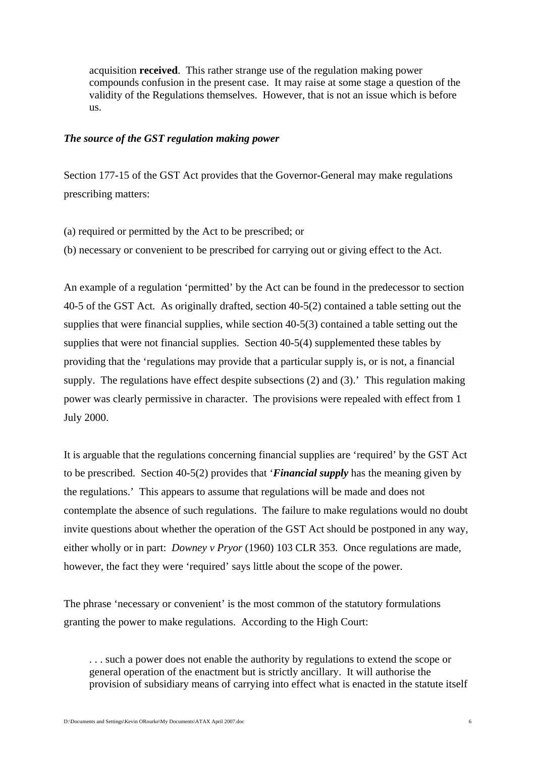> acquisition **received**. This rather strange use of the regulation making power compounds confusion in the present case. It may raise at some stage a question of the validity of the Regulations themselves. However, that is not an issue which is before us.

***The source of the GST regulation making power***

Section 177-15 of the GST Act provides that the Governor-General may make regulations prescribing matters:

(a) required or permitted by the Act to be prescribed; or

(b) necessary or convenient to be prescribed for carrying out or giving effect to the Act.

An example of a regulation 'permitted' by the Act can be found in the predecessor to section 40-5 of the GST Act. As originally drafted, section 40-5(2) contained a table setting out the supplies that were financial supplies, while section 40-5(3) contained a table setting out the supplies that were not financial supplies. Section 40-5(4) supplemented these tables by providing that the 'regulations may provide that a particular supply is, or is not, a financial supply. The regulations have effect despite subsections (2) and (3).' This regulation making power was clearly permissive in character. The provisions were repealed with effect from 1 July 2000.

It is arguable that the regulations concerning financial supplies are 'required' by the GST Act to be prescribed. Section 40-5(2) provides that '***Financial supply*** has the meaning given by the regulations.' This appears to assume that regulations will be made and does not contemplate the absence of such regulations. The failure to make regulations would no doubt invite questions about whether the operation of the GST Act should be postponed in any way, either wholly or in part: *Downey v Pryor* (1960) 103 CLR 353. Once regulations are made, however, the fact they were 'required' says little about the scope of the power.

The phrase 'necessary or convenient' is the most common of the statutory formulations granting the power to make regulations. According to the High Court:

> . . . such a power does not enable the authority by regulations to extend the scope or general operation of the enactment but is strictly ancillary. It will authorise the provision of subsidiary means of carrying into effect what is enacted in the statute itself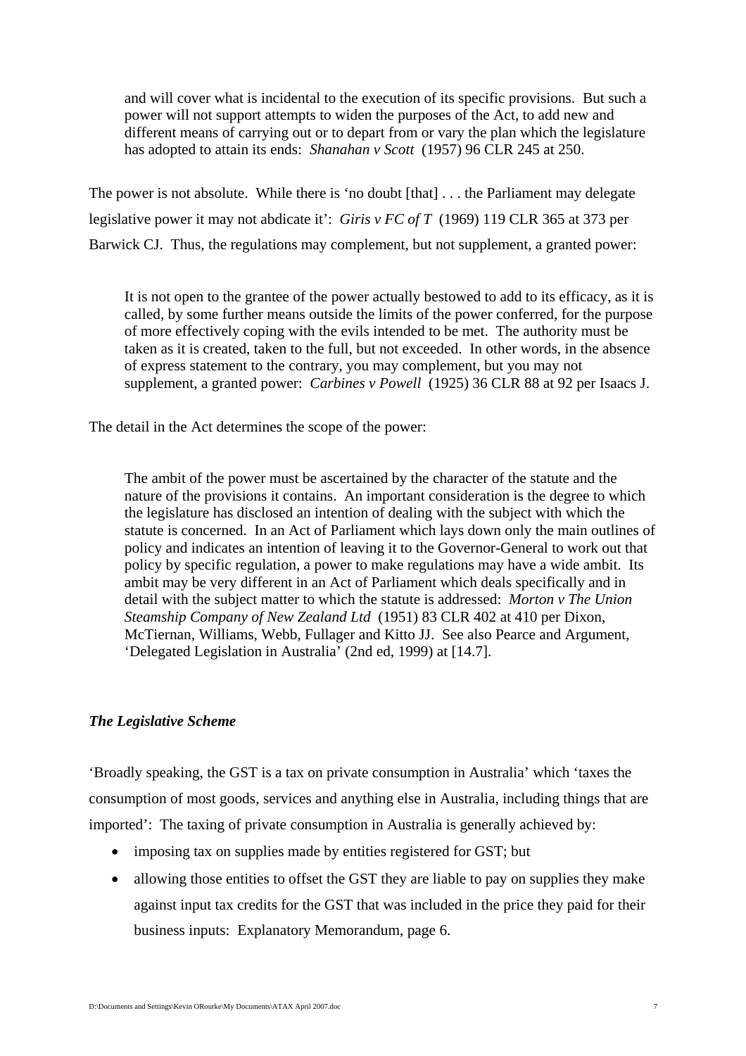> and will cover what is incidental to the execution of its specific provisions. But such a power will not support attempts to widen the purposes of the Act, to add new and different means of carrying out or to depart from or vary the plan which the legislature has adopted to attain its ends: *Shanahan v Scott* (1957) 96 CLR 245 at 250.

The power is not absolute. While there is 'no doubt [that] . . . the Parliament may delegate legislative power it may not abdicate it': *Giris v FC of T* (1969) 119 CLR 365 at 373 per Barwick CJ. Thus, the regulations may complement, but not supplement, a granted power:

> It is not open to the grantee of the power actually bestowed to add to its efficacy, as it is called, by some further means outside the limits of the power conferred, for the purpose of more effectively coping with the evils intended to be met. The authority must be taken as it is created, taken to the full, but not exceeded. In other words, in the absence of express statement to the contrary, you may complement, but you may not supplement, a granted power: *Carbines v Powell* (1925) 36 CLR 88 at 92 per Isaacs J.

The detail in the Act determines the scope of the power:

> The ambit of the power must be ascertained by the character of the statute and the nature of the provisions it contains. An important consideration is the degree to which the legislature has disclosed an intention of dealing with the subject with which the statute is concerned. In an Act of Parliament which lays down only the main outlines of policy and indicates an intention of leaving it to the Governor-General to work out that policy by specific regulation, a power to make regulations may have a wide ambit. Its ambit may be very different in an Act of Parliament which deals specifically and in detail with the subject matter to which the statute is addressed: *Morton v The Union Steamship Company of New Zealand Ltd* (1951) 83 CLR 402 at 410 per Dixon, McTiernan, Williams, Webb, Fullager and Kitto JJ. See also Pearce and Argument, 'Delegated Legislation in Australia' (2nd ed, 1999) at [14.7].

***The Legislative Scheme***

'Broadly speaking, the GST is a tax on private consumption in Australia' which 'taxes the consumption of most goods, services and anything else in Australia, including things that are imported': The taxing of private consumption in Australia is generally achieved by:

- imposing tax on supplies made by entities registered for GST; but
- allowing those entities to offset the GST they are liable to pay on supplies they make against input tax credits for the GST that was included in the price they paid for their business inputs: Explanatory Memorandum, page 6.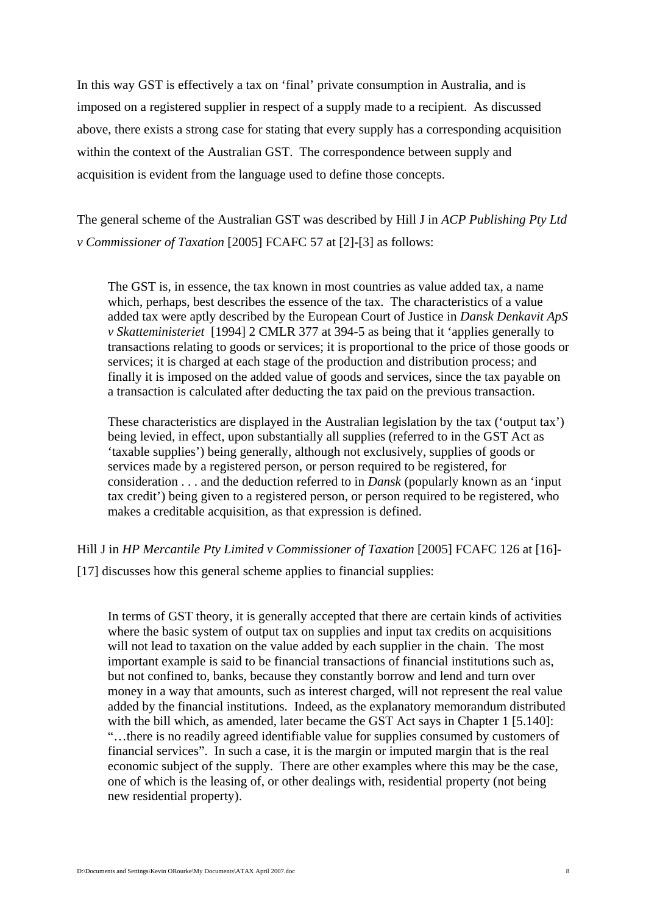In this way GST is effectively a tax on 'final' private consumption in Australia, and is imposed on a registered supplier in respect of a supply made to a recipient. As discussed above, there exists a strong case for stating that every supply has a corresponding acquisition within the context of the Australian GST. The correspondence between supply and acquisition is evident from the language used to define those concepts.

The general scheme of the Australian GST was described by Hill J in *ACP Publishing Pty Ltd v Commissioner of Taxation* [2005] FCAFC 57 at [2]-[3] as follows:

> The GST is, in essence, the tax known in most countries as value added tax, a name which, perhaps, best describes the essence of the tax. The characteristics of a value added tax were aptly described by the European Court of Justice in *Dansk Denkavit ApS v Skatteministeriet* [1994] 2 CMLR 377 at 394-5 as being that it 'applies generally to transactions relating to goods or services; it is proportional to the price of those goods or services; it is charged at each stage of the production and distribution process; and finally it is imposed on the added value of goods and services, since the tax payable on a transaction is calculated after deducting the tax paid on the previous transaction.
>
> These characteristics are displayed in the Australian legislation by the tax ('output tax') being levied, in effect, upon substantially all supplies (referred to in the GST Act as 'taxable supplies') being generally, although not exclusively, supplies of goods or services made by a registered person, or person required to be registered, for consideration . . . and the deduction referred to in *Dansk* (popularly known as an 'input tax credit') being given to a registered person, or person required to be registered, who makes a creditable acquisition, as that expression is defined.

Hill J in *HP Mercantile Pty Limited v Commissioner of Taxation* [2005] FCAFC 126 at [16]-[17] discusses how this general scheme applies to financial supplies:

> In terms of GST theory, it is generally accepted that there are certain kinds of activities where the basic system of output tax on supplies and input tax credits on acquisitions will not lead to taxation on the value added by each supplier in the chain. The most important example is said to be financial transactions of financial institutions such as, but not confined to, banks, because they constantly borrow and lend and turn over money in a way that amounts, such as interest charged, will not represent the real value added by the financial institutions. Indeed, as the explanatory memorandum distributed with the bill which, as amended, later became the GST Act says in Chapter 1 [5.140]: "…there is no readily agreed identifiable value for supplies consumed by customers of financial services". In such a case, it is the margin or imputed margin that is the real economic subject of the supply. There are other examples where this may be the case, one of which is the leasing of, or other dealings with, residential property (not being new residential property).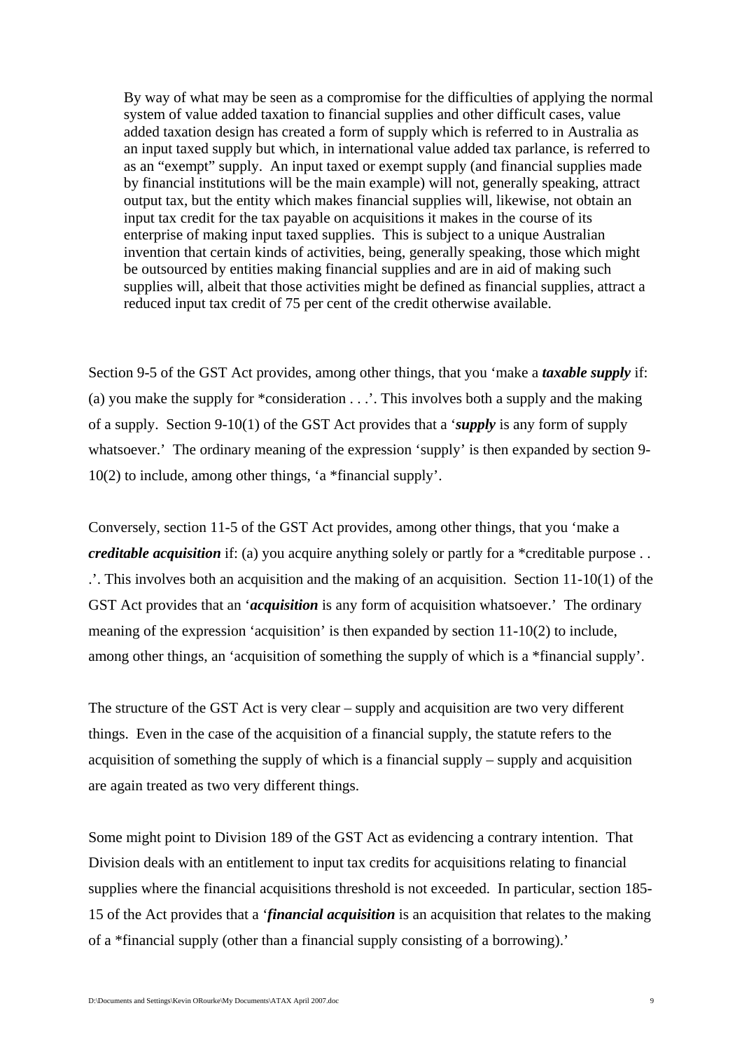> By way of what may be seen as a compromise for the difficulties of applying the normal system of value added taxation to financial supplies and other difficult cases, value added taxation design has created a form of supply which is referred to in Australia as an input taxed supply but which, in international value added tax parlance, is referred to as an "exempt" supply. An input taxed or exempt supply (and financial supplies made by financial institutions will be the main example) will not, generally speaking, attract output tax, but the entity which makes financial supplies will, likewise, not obtain an input tax credit for the tax payable on acquisitions it makes in the course of its enterprise of making input taxed supplies. This is subject to a unique Australian invention that certain kinds of activities, being, generally speaking, those which might be outsourced by entities making financial supplies and are in aid of making such supplies will, albeit that those activities might be defined as financial supplies, attract a reduced input tax credit of 75 per cent of the credit otherwise available.

Section 9-5 of the GST Act provides, among other things, that you 'make a ***taxable supply*** if: (a) you make the supply for *consideration . . .'. This involves both a supply and the making of a supply. Section 9-10(1) of the GST Act provides that a '***supply*** is any form of supply whatsoever.' The ordinary meaning of the expression 'supply' is then expanded by section 9-10(2) to include, among other things, 'a *financial supply'.

Conversely, section 11-5 of the GST Act provides, among other things, that you 'make a ***creditable acquisition*** if: (a) you acquire anything solely or partly for a *creditable purpose . . .'. This involves both an acquisition and the making of an acquisition. Section 11-10(1) of the GST Act provides that an '***acquisition*** is any form of acquisition whatsoever.' The ordinary meaning of the expression 'acquisition' is then expanded by section 11-10(2) to include, among other things, an 'acquisition of something the supply of which is a *financial supply'.

The structure of the GST Act is very clear – supply and acquisition are two very different things. Even in the case of the acquisition of a financial supply, the statute refers to the acquisition of something the supply of which is a financial supply – supply and acquisition are again treated as two very different things.

Some might point to Division 189 of the GST Act as evidencing a contrary intention. That Division deals with an entitlement to input tax credits for acquisitions relating to financial supplies where the financial acquisitions threshold is not exceeded. In particular, section 185-15 of the Act provides that a '***financial acquisition*** is an acquisition that relates to the making of a *financial supply (other than a financial supply consisting of a borrowing).'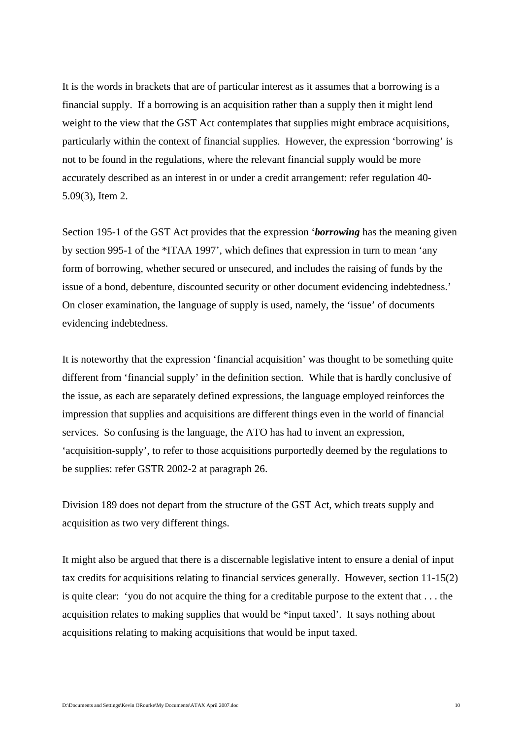It is the words in brackets that are of particular interest as it assumes that a borrowing is a financial supply. If a borrowing is an acquisition rather than a supply then it might lend weight to the view that the GST Act contemplates that supplies might embrace acquisitions, particularly within the context of financial supplies. However, the expression 'borrowing' is not to be found in the regulations, where the relevant financial supply would be more accurately described as an interest in or under a credit arrangement: refer regulation 40-5.09(3), Item 2.

Section 195-1 of the GST Act provides that the expression '***borrowing*** has the meaning given by section 995-1 of the *ITAA 1997', which defines that expression in turn to mean 'any form of borrowing, whether secured or unsecured, and includes the raising of funds by the issue of a bond, debenture, discounted security or other document evidencing indebtedness.' On closer examination, the language of supply is used, namely, the 'issue' of documents evidencing indebtedness.

It is noteworthy that the expression 'financial acquisition' was thought to be something quite different from 'financial supply' in the definition section. While that is hardly conclusive of the issue, as each are separately defined expressions, the language employed reinforces the impression that supplies and acquisitions are different things even in the world of financial services. So confusing is the language, the ATO has had to invent an expression, 'acquisition-supply', to refer to those acquisitions purportedly deemed by the regulations to be supplies: refer GSTR 2002-2 at paragraph 26.

Division 189 does not depart from the structure of the GST Act, which treats supply and acquisition as two very different things.

It might also be argued that there is a discernable legislative intent to ensure a denial of input tax credits for acquisitions relating to financial services generally. However, section 11-15(2) is quite clear: 'you do not acquire the thing for a creditable purpose to the extent that . . . the acquisition relates to making supplies that would be *input taxed'. It says nothing about acquisitions relating to making acquisitions that would be input taxed.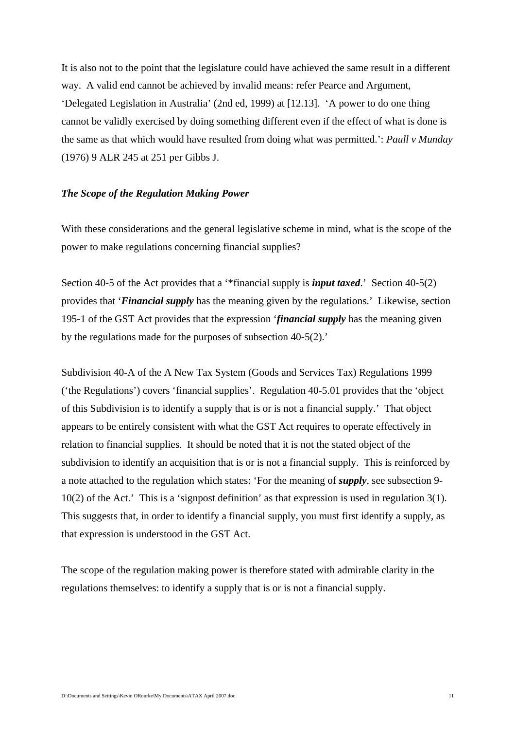It is also not to the point that the legislature could have achieved the same result in a different way. A valid end cannot be achieved by invalid means: refer Pearce and Argument, 'Delegated Legislation in Australia' (2nd ed, 1999) at [12.13]. 'A power to do one thing cannot be validly exercised by doing something different even if the effect of what is done is the same as that which would have resulted from doing what was permitted.': *Paull v Munday* (1976) 9 ALR 245 at 251 per Gibbs J.

***The Scope of the Regulation Making Power***

With these considerations and the general legislative scheme in mind, what is the scope of the power to make regulations concerning financial supplies?

Section 40-5 of the Act provides that a '*financial supply is ***input taxed***.' Section 40-5(2) provides that '***Financial supply*** has the meaning given by the regulations.' Likewise, section 195-1 of the GST Act provides that the expression '***financial supply*** has the meaning given by the regulations made for the purposes of subsection 40-5(2).'

Subdivision 40-A of the A New Tax System (Goods and Services Tax) Regulations 1999 ('the Regulations') covers 'financial supplies'. Regulation 40-5.01 provides that the 'object of this Subdivision is to identify a supply that is or is not a financial supply.' That object appears to be entirely consistent with what the GST Act requires to operate effectively in relation to financial supplies. It should be noted that it is not the stated object of the subdivision to identify an acquisition that is or is not a financial supply. This is reinforced by a note attached to the regulation which states: 'For the meaning of ***supply***, see subsection 9-10(2) of the Act.' This is a 'signpost definition' as that expression is used in regulation 3(1). This suggests that, in order to identify a financial supply, you must first identify a supply, as that expression is understood in the GST Act.

The scope of the regulation making power is therefore stated with admirable clarity in the regulations themselves: to identify a supply that is or is not a financial supply.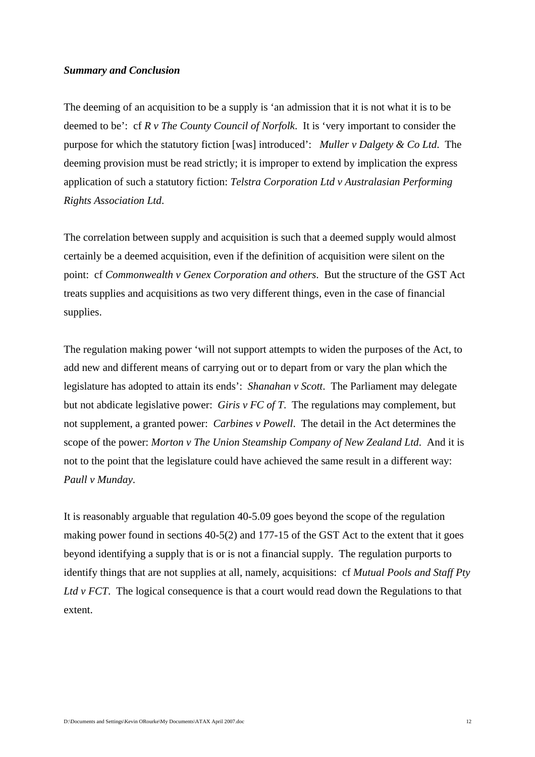***Summary and Conclusion***

The deeming of an acquisition to be a supply is 'an admission that it is not what it is to be deemed to be': cf *R v The County Council of Norfolk*. It is 'very important to consider the purpose for which the statutory fiction [was] introduced': *Muller v Dalgety & Co Ltd*. The deeming provision must be read strictly; it is improper to extend by implication the express application of such a statutory fiction: *Telstra Corporation Ltd v Australasian Performing Rights Association Ltd*.

The correlation between supply and acquisition is such that a deemed supply would almost certainly be a deemed acquisition, even if the definition of acquisition were silent on the point: cf *Commonwealth v Genex Corporation and others*. But the structure of the GST Act treats supplies and acquisitions as two very different things, even in the case of financial supplies.

The regulation making power 'will not support attempts to widen the purposes of the Act, to add new and different means of carrying out or to depart from or vary the plan which the legislature has adopted to attain its ends': *Shanahan v Scott*. The Parliament may delegate but not abdicate legislative power: *Giris v FC of T*. The regulations may complement, but not supplement, a granted power: *Carbines v Powell*. The detail in the Act determines the scope of the power: *Morton v The Union Steamship Company of New Zealand Ltd*. And it is not to the point that the legislature could have achieved the same result in a different way: *Paull v Munday*.

It is reasonably arguable that regulation 40-5.09 goes beyond the scope of the regulation making power found in sections 40-5(2) and 177-15 of the GST Act to the extent that it goes beyond identifying a supply that is or is not a financial supply. The regulation purports to identify things that are not supplies at all, namely, acquisitions: cf *Mutual Pools and Staff Pty Ltd v FCT*. The logical consequence is that a court would read down the Regulations to that extent.